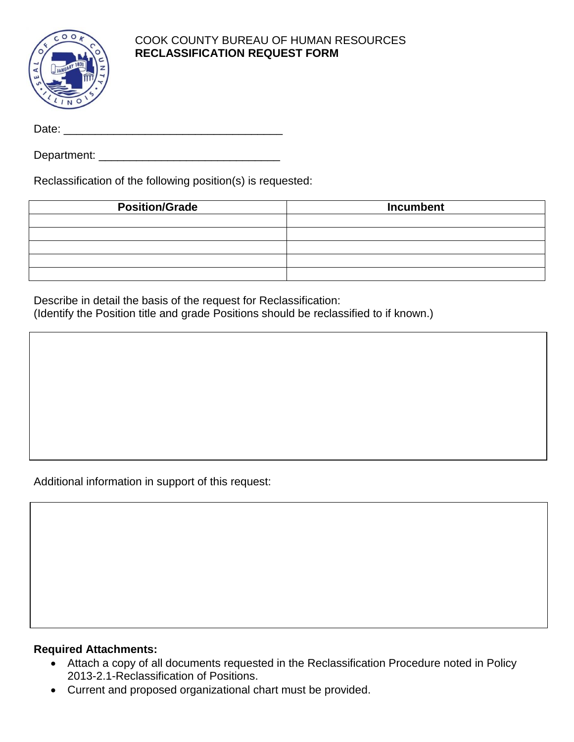# COOK COUNTY BUREAU OF HUMAN RESOURCES
**RECLASSIFICATION REQUEST FORM**

Date: ___________________________________

Department: _____________________________

Reclassification of the following position(s) is requested:

| Position/Grade | Incumbent |
| --- | --- |
| | |
| | |
| | |
| | |
| | |

Describe in detail the basis of the request for Reclassification:
(Identify the Position title and grade Positions should be reclassified to if known.)

Additional information in support of this request:

**Required Attachments:**

- Attach a copy of all documents requested in the Reclassification Procedure noted in Policy 2013-2.1-Reclassification of Positions.
- Current and proposed organizational chart must be provided.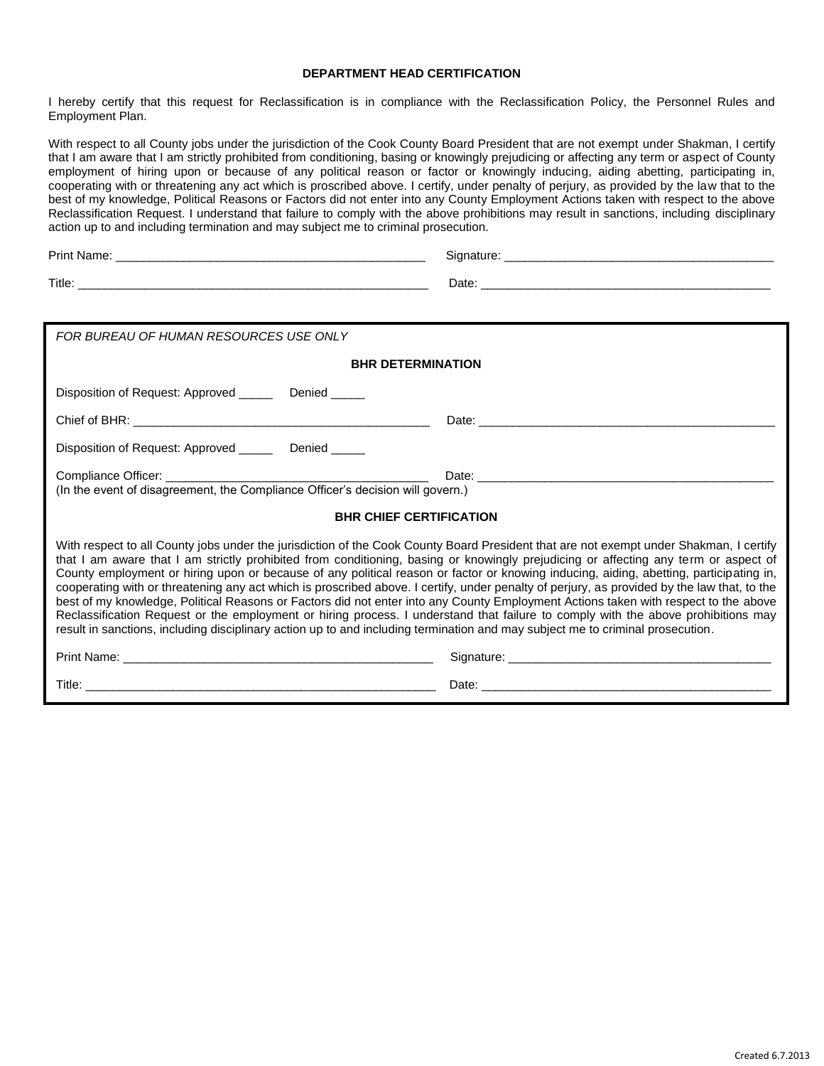## DEPARTMENT HEAD CERTIFICATION

I hereby certify that this request for Reclassification is in compliance with the Reclassification Policy, the Personnel Rules and Employment Plan.

With respect to all County jobs under the jurisdiction of the Cook County Board President that are not exempt under Shakman, I certify that I am aware that I am strictly prohibited from conditioning, basing or knowingly prejudicing or affecting any term or aspect of County employment of hiring upon or because of any political reason or factor or knowingly inducing, aiding abetting, participating in, cooperating with or threatening any act which is proscribed above. I certify, under penalty of perjury, as provided by the law that to the best of my knowledge, Political Reasons or Factors did not enter into any County Employment Actions taken with respect to the above Reclassification Request. I understand that failure to comply with the above prohibitions may result in sanctions, including disciplinary action up to and including termination and may subject me to criminal prosecution.

Print Name: ______________________________________________ Signature: ________________________________________

Title: ____________________________________________________ Date: ____________________________________________

*FOR BUREAU OF HUMAN RESOURCES USE ONLY*

### BHR DETERMINATION

Disposition of Request: Approved _____ Denied _____

Chief of BHR: ____________________________________________ Date: ____________________________________________

Disposition of Request: Approved _____ Denied _____

Compliance Officer: ______________________________________ Date: ____________________________________________

(In the event of disagreement, the Compliance Officer's decision will govern.)

### BHR CHIEF CERTIFICATION

With respect to all County jobs under the jurisdiction of the Cook County Board President that are not exempt under Shakman, I certify that I am aware that I am strictly prohibited from conditioning, basing or knowingly prejudicing or affecting any term or aspect of County employment or hiring upon or because of any political reason or factor or knowing inducing, aiding, abetting, participating in, cooperating with or threatening any act which is proscribed above. I certify, under penalty of perjury, as provided by the law that, to the best of my knowledge, Political Reasons or Factors did not enter into any County Employment Actions taken with respect to the above Reclassification Request or the employment or hiring process. I understand that failure to comply with the above prohibitions may result in sanctions, including disciplinary action up to and including termination and may subject me to criminal prosecution.

Print Name: ______________________________________________ Signature: ________________________________________

Title: ____________________________________________________ Date: ____________________________________________

Created 6.7.2013